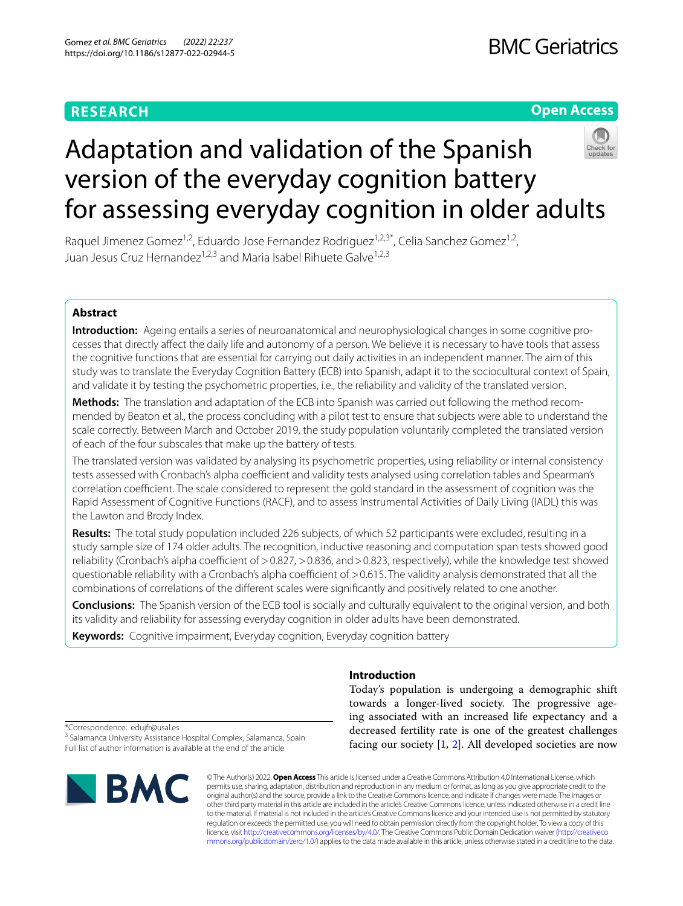RESEARCH

Open Access

# Adaptation and validation of the Spanish version of the everyday cognition battery for assessing everyday cognition in older adults

Raquel Jimenez Gomez[1,2], Eduardo Jose Fernandez Rodriguez[1,2,3*], Celia Sanchez Gomez[1,2], Juan Jesus Cruz Hernandez[1,2,3] and Maria Isabel Rihuete Galve[1,2,3]

## Abstract

**Introduction:** Ageing entails a series of neuroanatomical and neurophysiological changes in some cognitive processes that directly affect the daily life and autonomy of a person. We believe it is necessary to have tools that assess the cognitive functions that are essential for carrying out daily activities in an independent manner. The aim of this study was to translate the Everyday Cognition Battery (ECB) into Spanish, adapt it to the sociocultural context of Spain, and validate it by testing the psychometric properties, i.e., the reliability and validity of the translated version.

**Methods:** The translation and adaptation of the ECB into Spanish was carried out following the method recommended by Beaton et al., the process concluding with a pilot test to ensure that subjects were able to understand the scale correctly. Between March and October 2019, the study population voluntarily completed the translated version of each of the four subscales that make up the battery of tests.

The translated version was validated by analysing its psychometric properties, using reliability or internal consistency tests assessed with Cronbach's alpha coefficient and validity tests analysed using correlation tables and Spearman's correlation coefficient. The scale considered to represent the gold standard in the assessment of cognition was the Rapid Assessment of Cognitive Functions (RACF), and to assess Instrumental Activities of Daily Living (IADL) this was the Lawton and Brody Index.

**Results:** The total study population included 226 subjects, of which 52 participants were excluded, resulting in a study sample size of 174 older adults. The recognition, inductive reasoning and computation span tests showed good reliability (Cronbach's alpha coefficient of >0.827, >0.836, and >0.823, respectively), while the knowledge test showed questionable reliability with a Cronbach's alpha coefficient of >0.615. The validity analysis demonstrated that all the combinations of correlations of the different scales were significantly and positively related to one another.

**Conclusions:** The Spanish version of the ECB tool is socially and culturally equivalent to the original version, and both its validity and reliability for assessing everyday cognition in older adults have been demonstrated.

**Keywords:** Cognitive impairment, Everyday cognition, Everyday cognition battery

## Introduction

Today's population is undergoing a demographic shift towards a longer-lived society. The progressive ageing associated with an increased life expectancy and a decreased fertility rate is one of the greatest challenges facing our society [1, 2]. All developed societies are now

*Correspondence: edujfr@usal.es
[3] Salamanca University Assistance Hospital Complex, Salamanca, Spain
Full list of author information is available at the end of the article

© The Author(s) 2022. **Open Access** This article is licensed under a Creative Commons Attribution 4.0 International License, which permits use, sharing, adaptation, distribution and reproduction in any medium or format, as long as you give appropriate credit to the original author(s) and the source, provide a link to the Creative Commons licence, and indicate if changes were made. The images or other third party material in this article are included in the article's Creative Commons licence, unless indicated otherwise in a credit line to the material. If material is not included in the article's Creative Commons licence and your intended use is not permitted by statutory regulation or exceeds the permitted use, you will need to obtain permission directly from the copyright holder. To view a copy of this licence, visit http://creativecommons.org/licenses/by/4.0/. The Creative Commons Public Domain Dedication waiver (http://creativecommons.org/publicdomain/zero/1.0/) applies to the data made available in this article, unless otherwise stated in a credit line to the data.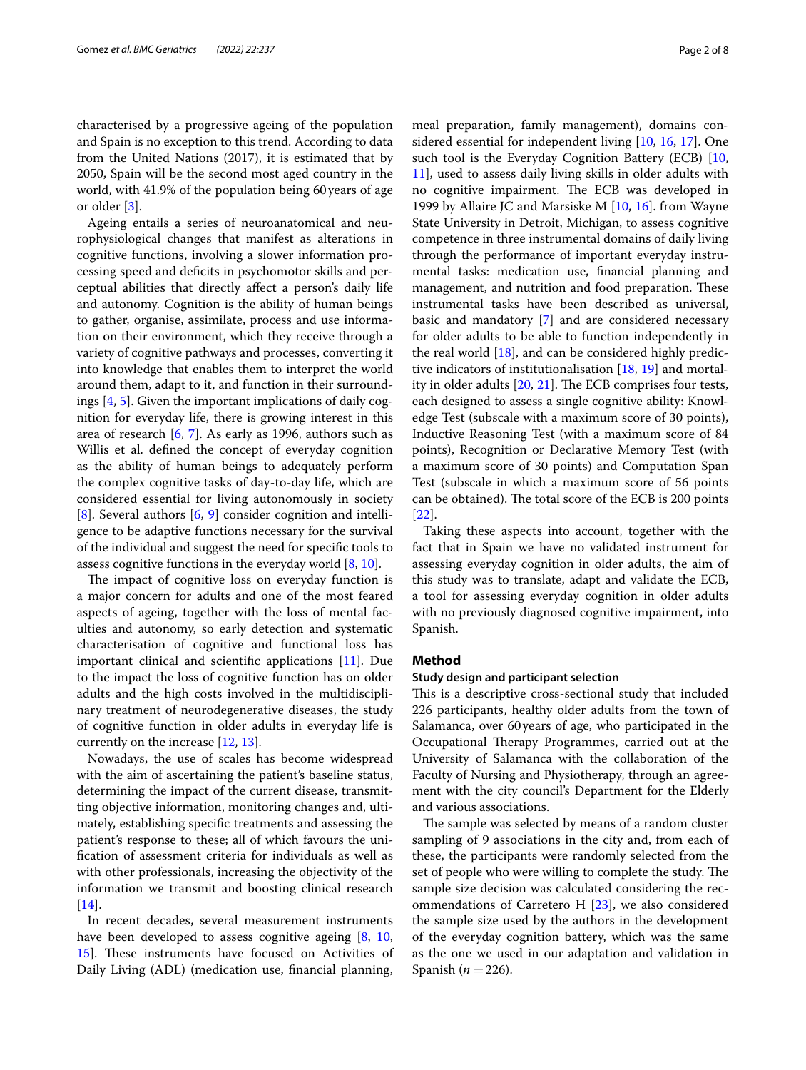characterised by a progressive ageing of the population and Spain is no exception to this trend. According to data from the United Nations (2017), it is estimated that by 2050, Spain will be the second most aged country in the world, with 41.9% of the population being 60 years of age or older [3].

Ageing entails a series of neuroanatomical and neurophysiological changes that manifest as alterations in cognitive functions, involving a slower information processing speed and deficits in psychomotor skills and perceptual abilities that directly affect a person's daily life and autonomy. Cognition is the ability of human beings to gather, organise, assimilate, process and use information on their environment, which they receive through a variety of cognitive pathways and processes, converting it into knowledge that enables them to interpret the world around them, adapt to it, and function in their surroundings [4, 5]. Given the important implications of daily cognition for everyday life, there is growing interest in this area of research [6, 7]. As early as 1996, authors such as Willis et al. defined the concept of everyday cognition as the ability of human beings to adequately perform the complex cognitive tasks of day-to-day life, which are considered essential for living autonomously in society [8]. Several authors [6, 9] consider cognition and intelligence to be adaptive functions necessary for the survival of the individual and suggest the need for specific tools to assess cognitive functions in the everyday world [8, 10].

The impact of cognitive loss on everyday function is a major concern for adults and one of the most feared aspects of ageing, together with the loss of mental faculties and autonomy, so early detection and systematic characterisation of cognitive and functional loss has important clinical and scientific applications [11]. Due to the impact the loss of cognitive function has on older adults and the high costs involved in the multidisciplinary treatment of neurodegenerative diseases, the study of cognitive function in older adults in everyday life is currently on the increase [12, 13].

Nowadays, the use of scales has become widespread with the aim of ascertaining the patient's baseline status, determining the impact of the current disease, transmitting objective information, monitoring changes and, ultimately, establishing specific treatments and assessing the patient's response to these; all of which favours the unification of assessment criteria for individuals as well as with other professionals, increasing the objectivity of the information we transmit and boosting clinical research [14].

In recent decades, several measurement instruments have been developed to assess cognitive ageing [8, 10, 15]. These instruments have focused on Activities of Daily Living (ADL) (medication use, financial planning, meal preparation, family management), domains considered essential for independent living [10, 16, 17]. One such tool is the Everyday Cognition Battery (ECB) [10, 11], used to assess daily living skills in older adults with no cognitive impairment. The ECB was developed in 1999 by Allaire JC and Marsiske M [10, 16]. from Wayne State University in Detroit, Michigan, to assess cognitive competence in three instrumental domains of daily living through the performance of important everyday instrumental tasks: medication use, financial planning and management, and nutrition and food preparation. These instrumental tasks have been described as universal, basic and mandatory [7] and are considered necessary for older adults to be able to function independently in the real world [18], and can be considered highly predictive indicators of institutionalisation [18, 19] and mortality in older adults [20, 21]. The ECB comprises four tests, each designed to assess a single cognitive ability: Knowledge Test (subscale with a maximum score of 30 points), Inductive Reasoning Test (with a maximum score of 84 points), Recognition or Declarative Memory Test (with a maximum score of 30 points) and Computation Span Test (subscale in which a maximum score of 56 points can be obtained). The total score of the ECB is 200 points [22].

Taking these aspects into account, together with the fact that in Spain we have no validated instrument for assessing everyday cognition in older adults, the aim of this study was to translate, adapt and validate the ECB, a tool for assessing everyday cognition in older adults with no previously diagnosed cognitive impairment, into Spanish.

## Method

### Study design and participant selection

This is a descriptive cross-sectional study that included 226 participants, healthy older adults from the town of Salamanca, over 60 years of age, who participated in the Occupational Therapy Programmes, carried out at the University of Salamanca with the collaboration of the Faculty of Nursing and Physiotherapy, through an agreement with the city council's Department for the Elderly and various associations.

The sample was selected by means of a random cluster sampling of 9 associations in the city and, from each of these, the participants were randomly selected from the set of people who were willing to complete the study. The sample size decision was calculated considering the recommendations of Carretero H [23], we also considered the sample size used by the authors in the development of the everyday cognition battery, which was the same as the one we used in our adaptation and validation in Spanish ($n = 226$).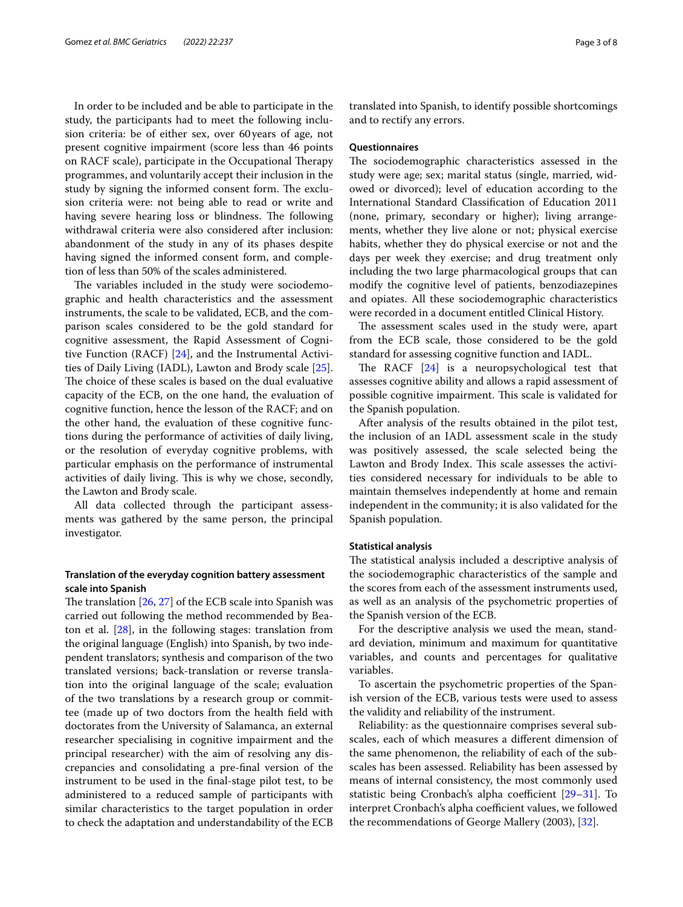In order to be included and be able to participate in the study, the participants had to meet the following inclusion criteria: be of either sex, over 60 years of age, not present cognitive impairment (score less than 46 points on RACF scale), participate in the Occupational Therapy programmes, and voluntarily accept their inclusion in the study by signing the informed consent form. The exclusion criteria were: not being able to read or write and having severe hearing loss or blindness. The following withdrawal criteria were also considered after inclusion: abandonment of the study in any of its phases despite having signed the informed consent form, and completion of less than 50% of the scales administered.

The variables included in the study were sociodemographic and health characteristics and the assessment instruments, the scale to be validated, ECB, and the comparison scales considered to be the gold standard for cognitive assessment, the Rapid Assessment of Cognitive Function (RACF) [24], and the Instrumental Activities of Daily Living (IADL), Lawton and Brody scale [25]. The choice of these scales is based on the dual evaluative capacity of the ECB, on the one hand, the evaluation of cognitive function, hence the lesson of the RACF; and on the other hand, the evaluation of these cognitive functions during the performance of activities of daily living, or the resolution of everyday cognitive problems, with particular emphasis on the performance of instrumental activities of daily living. This is why we chose, secondly, the Lawton and Brody scale.

All data collected through the participant assessments was gathered by the same person, the principal investigator.

### Translation of the everyday cognition battery assessment scale into Spanish

The translation [26, 27] of the ECB scale into Spanish was carried out following the method recommended by Beaton et al. [28], in the following stages: translation from the original language (English) into Spanish, by two independent translators; synthesis and comparison of the two translated versions; back-translation or reverse translation into the original language of the scale; evaluation of the two translations by a research group or committee (made up of two doctors from the health field with doctorates from the University of Salamanca, an external researcher specialising in cognitive impairment and the principal researcher) with the aim of resolving any discrepancies and consolidating a pre-final version of the instrument to be used in the final-stage pilot test, to be administered to a reduced sample of participants with similar characteristics to the target population in order to check the adaptation and understandability of the ECB translated into Spanish, to identify possible shortcomings and to rectify any errors.

### Questionnaires

The sociodemographic characteristics assessed in the study were age; sex; marital status (single, married, widowed or divorced); level of education according to the International Standard Classification of Education 2011 (none, primary, secondary or higher); living arrangements, whether they live alone or not; physical exercise habits, whether they do physical exercise or not and the days per week they exercise; and drug treatment only including the two large pharmacological groups that can modify the cognitive level of patients, benzodiazepines and opiates. All these sociodemographic characteristics were recorded in a document entitled Clinical History.

The assessment scales used in the study were, apart from the ECB scale, those considered to be the gold standard for assessing cognitive function and IADL.

The RACF [24] is a neuropsychological test that assesses cognitive ability and allows a rapid assessment of possible cognitive impairment. This scale is validated for the Spanish population.

After analysis of the results obtained in the pilot test, the inclusion of an IADL assessment scale in the study was positively assessed, the scale selected being the Lawton and Brody Index. This scale assesses the activities considered necessary for individuals to be able to maintain themselves independently at home and remain independent in the community; it is also validated for the Spanish population.

### Statistical analysis

The statistical analysis included a descriptive analysis of the sociodemographic characteristics of the sample and the scores from each of the assessment instruments used, as well as an analysis of the psychometric properties of the Spanish version of the ECB.

For the descriptive analysis we used the mean, standard deviation, minimum and maximum for quantitative variables, and counts and percentages for qualitative variables.

To ascertain the psychometric properties of the Spanish version of the ECB, various tests were used to assess the validity and reliability of the instrument.

Reliability: as the questionnaire comprises several subscales, each of which measures a different dimension of the same phenomenon, the reliability of each of the subscales has been assessed. Reliability has been assessed by means of internal consistency, the most commonly used statistic being Cronbach's alpha coefficient [29–31]. To interpret Cronbach's alpha coefficient values, we followed the recommendations of George Mallery (2003), [32].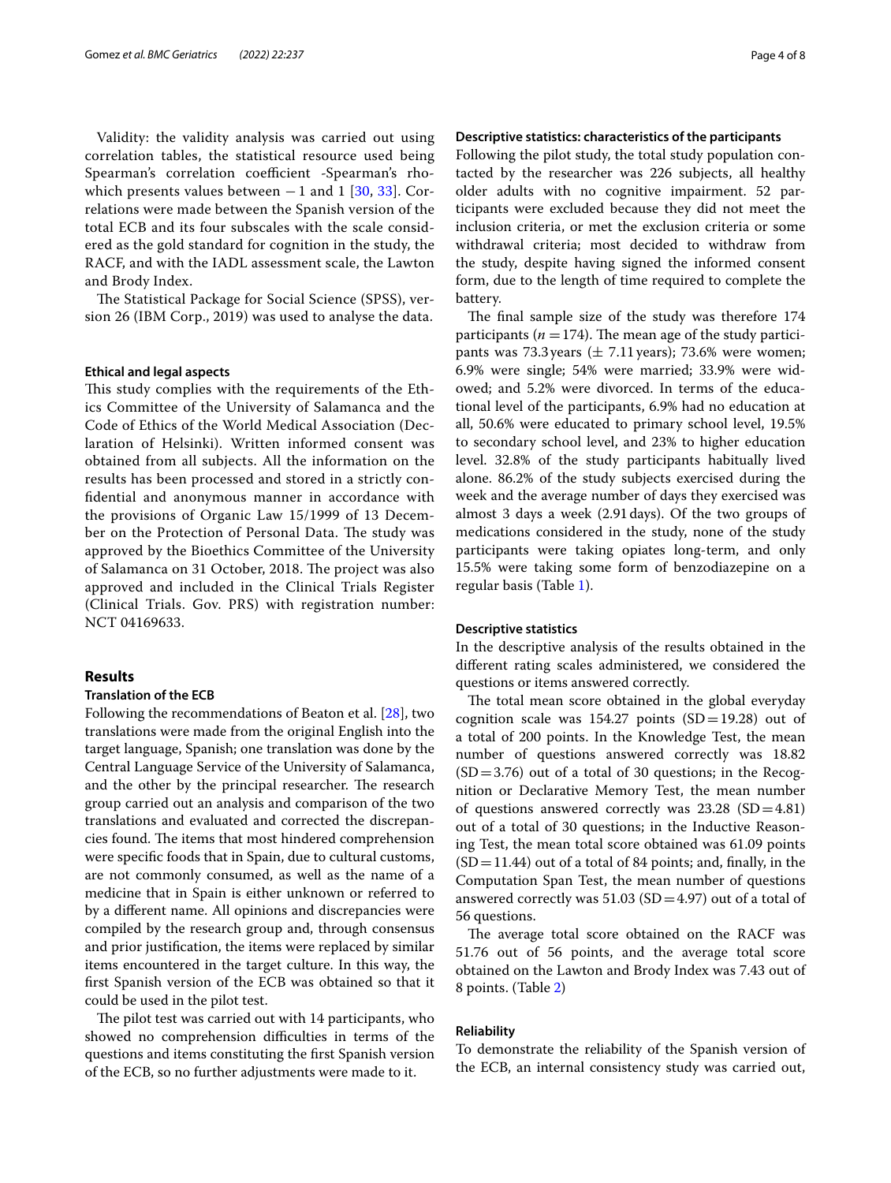Validity: the validity analysis was carried out using correlation tables, the statistical resource used being Spearman's correlation coefficient -Spearman's rho- which presents values between − 1 and 1 [30, 33]. Correlations were made between the Spanish version of the total ECB and its four subscales with the scale considered as the gold standard for cognition in the study, the RACF, and with the IADL assessment scale, the Lawton and Brody Index.

The Statistical Package for Social Science (SPSS), version 26 (IBM Corp., 2019) was used to analyse the data.

### Ethical and legal aspects

This study complies with the requirements of the Ethics Committee of the University of Salamanca and the Code of Ethics of the World Medical Association (Declaration of Helsinki). Written informed consent was obtained from all subjects. All the information on the results has been processed and stored in a strictly confidential and anonymous manner in accordance with the provisions of Organic Law 15/1999 of 13 December on the Protection of Personal Data. The study was approved by the Bioethics Committee of the University of Salamanca on 31 October, 2018. The project was also approved and included in the Clinical Trials Register (Clinical Trials. Gov. PRS) with registration number: NCT 04169633.

## Results

### Translation of the ECB

Following the recommendations of Beaton et al. [28], two translations were made from the original English into the target language, Spanish; one translation was done by the Central Language Service of the University of Salamanca, and the other by the principal researcher. The research group carried out an analysis and comparison of the two translations and evaluated and corrected the discrepancies found. The items that most hindered comprehension were specific foods that in Spain, due to cultural customs, are not commonly consumed, as well as the name of a medicine that in Spain is either unknown or referred to by a different name. All opinions and discrepancies were compiled by the research group and, through consensus and prior justification, the items were replaced by similar items encountered in the target culture. In this way, the first Spanish version of the ECB was obtained so that it could be used in the pilot test.

The pilot test was carried out with 14 participants, who showed no comprehension difficulties in terms of the questions and items constituting the first Spanish version of the ECB, so no further adjustments were made to it.

### Descriptive statistics: characteristics of the participants

Following the pilot study, the total study population contacted by the researcher was 226 subjects, all healthy older adults with no cognitive impairment. 52 participants were excluded because they did not meet the inclusion criteria, or met the exclusion criteria or some withdrawal criteria; most decided to withdraw from the study, despite having signed the informed consent form, due to the length of time required to complete the battery.

The final sample size of the study was therefore 174 participants ($n = 174$). The mean age of the study participants was 73.3 years (± 7.11 years); 73.6% were women; 6.9% were single; 54% were married; 33.9% were widowed; and 5.2% were divorced. In terms of the educational level of the participants, 6.9% had no education at all, 50.6% were educated to primary school level, 19.5% to secondary school level, and 23% to higher education level. 32.8% of the study participants habitually lived alone. 86.2% of the study subjects exercised during the week and the average number of days they exercised was almost 3 days a week (2.91 days). Of the two groups of medications considered in the study, none of the study participants were taking opiates long-term, and only 15.5% were taking some form of benzodiazepine on a regular basis (Table 1).

### Descriptive statistics

In the descriptive analysis of the results obtained in the different rating scales administered, we considered the questions or items answered correctly.

The total mean score obtained in the global everyday cognition scale was 154.27 points ($SD = 19.28$) out of a total of 200 points. In the Knowledge Test, the mean number of questions answered correctly was 18.82 ($SD = 3.76$) out of a total of 30 questions; in the Recognition or Declarative Memory Test, the mean number of questions answered correctly was 23.28 ($SD = 4.81$) out of a total of 30 questions; in the Inductive Reasoning Test, the mean total score obtained was 61.09 points ($SD = 11.44$) out of a total of 84 points; and, finally, in the Computation Span Test, the mean number of questions answered correctly was 51.03 ($SD = 4.97$) out of a total of 56 questions.

The average total score obtained on the RACF was 51.76 out of 56 points, and the average total score obtained on the Lawton and Brody Index was 7.43 out of 8 points. (Table 2)

### Reliability

To demonstrate the reliability of the Spanish version of the ECB, an internal consistency study was carried out,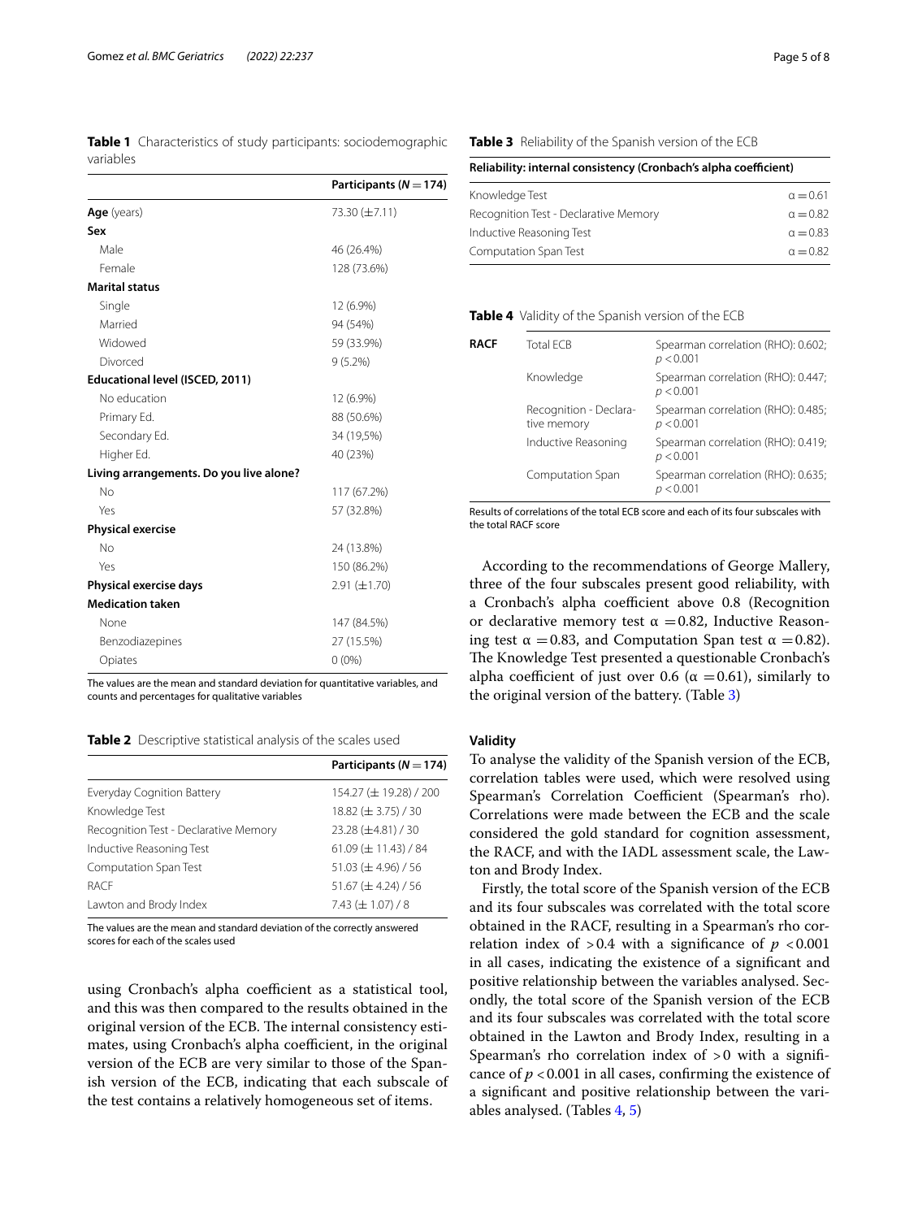**Table 1** Characteristics of study participants: sociodemographic variables

| | Participants ($N = 174$) |
|---|---|
| **Age** (years) | 73.30 (±7.11) |
| **Sex** | |
| Male | 46 (26.4%) |
| Female | 128 (73.6%) |
| **Marital status** | |
| Single | 12 (6.9%) |
| Married | 94 (54%) |
| Widowed | 59 (33.9%) |
| Divorced | 9 (5.2%) |
| **Educational level (ISCED, 2011)** | |
| No education | 12 (6.9%) |
| Primary Ed. | 88 (50.6%) |
| Secondary Ed. | 34 (19,5%) |
| Higher Ed. | 40 (23%) |
| **Living arrangements. Do you live alone?** | |
| No | 117 (67.2%) |
| Yes | 57 (32.8%) |
| **Physical exercise** | |
| No | 24 (13.8%) |
| Yes | 150 (86.2%) |
| **Physical exercise days** | 2.91 (±1.70) |
| **Medication taken** | |
| None | 147 (84.5%) |
| Benzodiazepines | 27 (15.5%) |
| Opiates | 0 (0%) |

The values are the mean and standard deviation for quantitative variables, and counts and percentages for qualitative variables

**Table 2** Descriptive statistical analysis of the scales used

| | Participants ($N = 174$) |
|---|---|
| Everyday Cognition Battery | 154.27 (± 19.28) / 200 |
| Knowledge Test | 18.82 (± 3.75) / 30 |
| Recognition Test - Declarative Memory | 23.28 (±4.81) / 30 |
| Inductive Reasoning Test | 61.09 (± 11.43) / 84 |
| Computation Span Test | 51.03 (± 4.96) / 56 |
| RACF | 51.67 (± 4.24) / 56 |
| Lawton and Brody Index | 7.43 (± 1.07) / 8 |

The values are the mean and standard deviation of the correctly answered scores for each of the scales used

using Cronbach's alpha coefficient as a statistical tool, and this was then compared to the results obtained in the original version of the ECB. The internal consistency estimates, using Cronbach's alpha coefficient, in the original version of the ECB are very similar to those of the Spanish version of the ECB, indicating that each subscale of the test contains a relatively homogeneous set of items.

**Table 3** Reliability of the Spanish version of the ECB

| Reliability: internal consistency (Cronbach's alpha coefficient) | |
|---|---|
| Knowledge Test | $\alpha = 0.61$ |
| Recognition Test - Declarative Memory | $\alpha = 0.82$ |
| Inductive Reasoning Test | $\alpha = 0.83$ |
| Computation Span Test | $\alpha = 0.82$ |

**Table 4** Validity of the Spanish version of the ECB

| | | |
|---|---|---|
| **RACF** | Total ECB | Spearman correlation (RHO): 0.602; $p < 0.001$ |
| | Knowledge | Spearman correlation (RHO): 0.447; $p < 0.001$ |
| | Recognition - Declarative memory | Spearman correlation (RHO): 0.485; $p < 0.001$ |
| | Inductive Reasoning | Spearman correlation (RHO): 0.419; $p < 0.001$ |
| | Computation Span | Spearman correlation (RHO): 0.635; $p < 0.001$ |

Results of correlations of the total ECB score and each of its four subscales with the total RACF score

According to the recommendations of George Mallery, three of the four subscales present good reliability, with a Cronbach's alpha coefficient above 0.8 (Recognition or declarative memory test $\alpha = 0.82$, Inductive Reasoning test $\alpha = 0.83$, and Computation Span test $\alpha = 0.82$). The Knowledge Test presented a questionable Cronbach's alpha coefficient of just over 0.6 ($\alpha = 0.61$), similarly to the original version of the battery. (Table 3)

### Validity

To analyse the validity of the Spanish version of the ECB, correlation tables were used, which were resolved using Spearman's Correlation Coefficient (Spearman's rho). Correlations were made between the ECB and the scale considered the gold standard for cognition assessment, the RACF, and with the IADL assessment scale, the Lawton and Brody Index.

Firstly, the total score of the Spanish version of the ECB and its four subscales was correlated with the total score obtained in the RACF, resulting in a Spearman's rho correlation index of >0.4 with a significance of $p < 0.001$ in all cases, indicating the existence of a significant and positive relationship between the variables analysed. Secondly, the total score of the Spanish version of the ECB and its four subscales was correlated with the total score obtained in the Lawton and Brody Index, resulting in a Spearman's rho correlation index of >0 with a significance of $p < 0.001$ in all cases, confirming the existence of a significant and positive relationship between the variables analysed. (Tables 4, 5)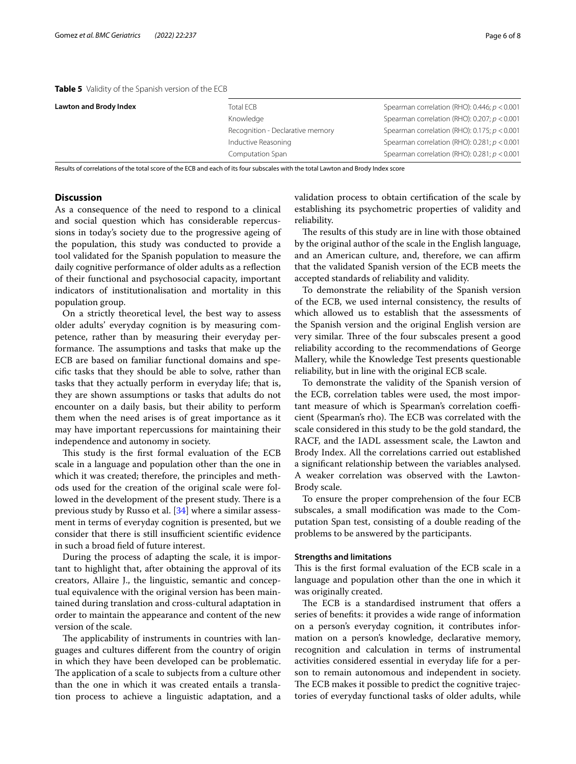**Table 5** Validity of the Spanish version of the ECB

| | | |
|---|---|---|
| **Lawton and Brody Index** | Total ECB | Spearman correlation (RHO): 0.446; $p < 0.001$ |
| | Knowledge | Spearman correlation (RHO): 0.207; $p < 0.001$ |
| | Recognition - Declarative memory | Spearman correlation (RHO): 0.175; $p < 0.001$ |
| | Inductive Reasoning | Spearman correlation (RHO): 0.281; $p < 0.001$ |
| | Computation Span | Spearman correlation (RHO): 0.281; $p < 0.001$ |

Results of correlations of the total score of the ECB and each of its four subscales with the total Lawton and Brody Index score

## Discussion

As a consequence of the need to respond to a clinical and social question which has considerable repercussions in today's society due to the progressive ageing of the population, this study was conducted to provide a tool validated for the Spanish population to measure the daily cognitive performance of older adults as a reflection of their functional and psychosocial capacity, important indicators of institutionalisation and mortality in this population group.

On a strictly theoretical level, the best way to assess older adults' everyday cognition is by measuring competence, rather than by measuring their everyday performance. The assumptions and tasks that make up the ECB are based on familiar functional domains and specific tasks that they should be able to solve, rather than tasks that they actually perform in everyday life; that is, they are shown assumptions or tasks that adults do not encounter on a daily basis, but their ability to perform them when the need arises is of great importance as it may have important repercussions for maintaining their independence and autonomy in society.

This study is the first formal evaluation of the ECB scale in a language and population other than the one in which it was created; therefore, the principles and methods used for the creation of the original scale were followed in the development of the present study. There is a previous study by Russo et al. [34] where a similar assessment in terms of everyday cognition is presented, but we consider that there is still insufficient scientific evidence in such a broad field of future interest.

During the process of adapting the scale, it is important to highlight that, after obtaining the approval of its creators, Allaire J., the linguistic, semantic and conceptual equivalence with the original version has been maintained during translation and cross-cultural adaptation in order to maintain the appearance and content of the new version of the scale.

The applicability of instruments in countries with languages and cultures different from the country of origin in which they have been developed can be problematic. The application of a scale to subjects from a culture other than the one in which it was created entails a translation process to achieve a linguistic adaptation, and a validation process to obtain certification of the scale by establishing its psychometric properties of validity and reliability.

The results of this study are in line with those obtained by the original author of the scale in the English language, and an American culture, and, therefore, we can affirm that the validated Spanish version of the ECB meets the accepted standards of reliability and validity.

To demonstrate the reliability of the Spanish version of the ECB, we used internal consistency, the results of which allowed us to establish that the assessments of the Spanish version and the original English version are very similar. Three of the four subscales present a good reliability according to the recommendations of George Mallery, while the Knowledge Test presents questionable reliability, but in line with the original ECB scale.

To demonstrate the validity of the Spanish version of the ECB, correlation tables were used, the most important measure of which is Spearman's correlation coefficient (Spearman's rho). The ECB was correlated with the scale considered in this study to be the gold standard, the RACF, and the IADL assessment scale, the Lawton and Brody Index. All the correlations carried out established a significant relationship between the variables analysed. A weaker correlation was observed with the Lawton-Brody scale.

To ensure the proper comprehension of the four ECB subscales, a small modification was made to the Computation Span test, consisting of a double reading of the problems to be answered by the participants.

### Strengths and limitations

This is the first formal evaluation of the ECB scale in a language and population other than the one in which it was originally created.

The ECB is a standardised instrument that offers a series of benefits: it provides a wide range of information on a person's everyday cognition, it contributes information on a person's knowledge, declarative memory, recognition and calculation in terms of instrumental activities considered essential in everyday life for a person to remain autonomous and independent in society. The ECB makes it possible to predict the cognitive trajectories of everyday functional tasks of older adults, while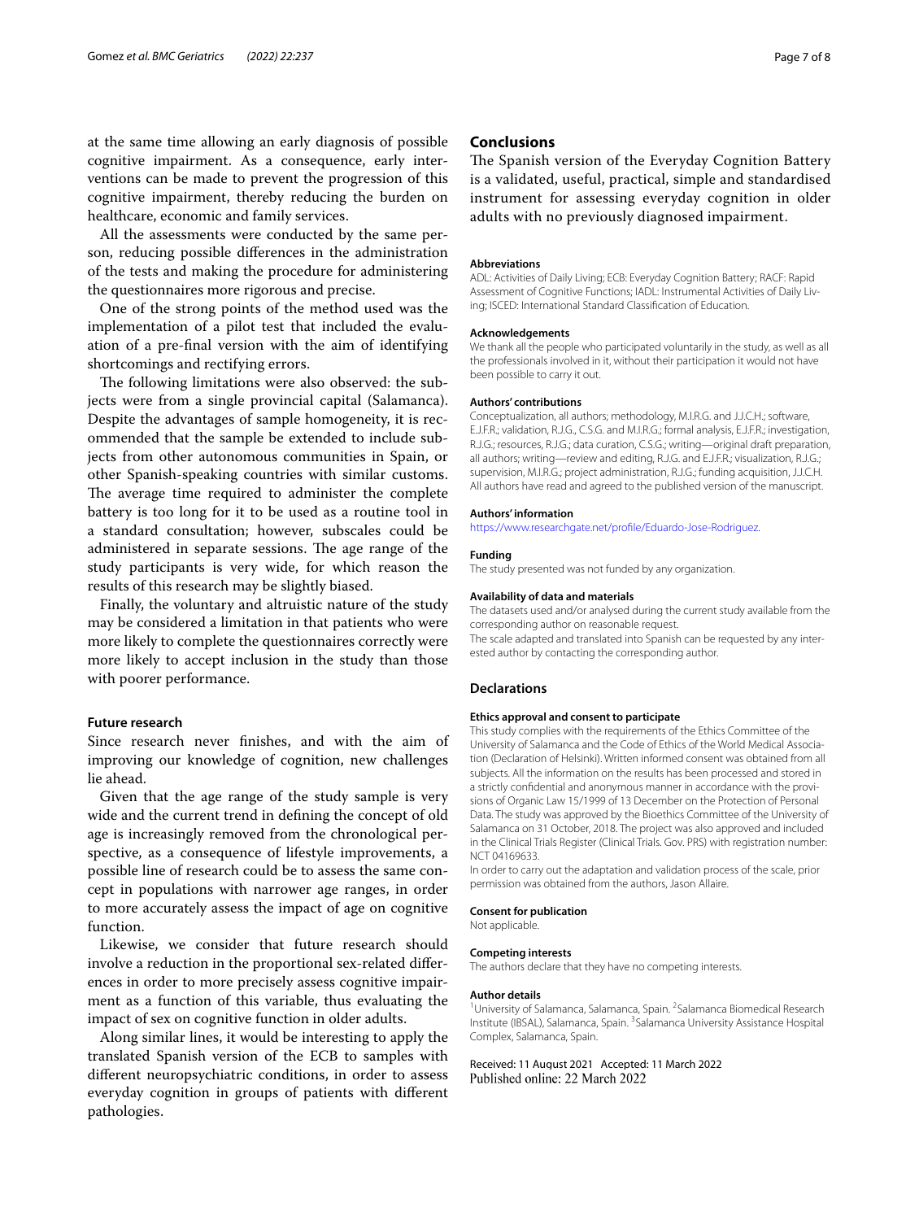at the same time allowing an early diagnosis of possible cognitive impairment. As a consequence, early interventions can be made to prevent the progression of this cognitive impairment, thereby reducing the burden on healthcare, economic and family services.

All the assessments were conducted by the same person, reducing possible differences in the administration of the tests and making the procedure for administering the questionnaires more rigorous and precise.

One of the strong points of the method used was the implementation of a pilot test that included the evaluation of a pre-final version with the aim of identifying shortcomings and rectifying errors.

The following limitations were also observed: the subjects were from a single provincial capital (Salamanca). Despite the advantages of sample homogeneity, it is recommended that the sample be extended to include subjects from other autonomous communities in Spain, or other Spanish-speaking countries with similar customs. The average time required to administer the complete battery is too long for it to be used as a routine tool in a standard consultation; however, subscales could be administered in separate sessions. The age range of the study participants is very wide, for which reason the results of this research may be slightly biased.

Finally, the voluntary and altruistic nature of the study may be considered a limitation in that patients who were more likely to complete the questionnaires correctly were more likely to accept inclusion in the study than those with poorer performance.

### Future research

Since research never finishes, and with the aim of improving our knowledge of cognition, new challenges lie ahead.

Given that the age range of the study sample is very wide and the current trend in defining the concept of old age is increasingly removed from the chronological perspective, as a consequence of lifestyle improvements, a possible line of research could be to assess the same concept in populations with narrower age ranges, in order to more accurately assess the impact of age on cognitive function.

Likewise, we consider that future research should involve a reduction in the proportional sex-related differences in order to more precisely assess cognitive impairment as a function of this variable, thus evaluating the impact of sex on cognitive function in older adults.

Along similar lines, it would be interesting to apply the translated Spanish version of the ECB to samples with different neuropsychiatric conditions, in order to assess everyday cognition in groups of patients with different pathologies.

## Conclusions

The Spanish version of the Everyday Cognition Battery is a validated, useful, practical, simple and standardised instrument for assessing everyday cognition in older adults with no previously diagnosed impairment.

#### Abbreviations

ADL: Activities of Daily Living; ECB: Everyday Cognition Battery; RACF: Rapid Assessment of Cognitive Functions; IADL: Instrumental Activities of Daily Living; ISCED: International Standard Classification of Education.

#### Acknowledgements

We thank all the people who participated voluntarily in the study, as well as all the professionals involved in it, without their participation it would not have been possible to carry it out.

#### Authors' contributions

Conceptualization, all authors; methodology, M.I.R.G. and J.J.C.H.; software, E.J.F.R.; validation, R.J.G., C.S.G. and M.I.R.G.; formal analysis, E.J.F.R.; investigation, R.J.G.; resources, R.J.G.; data curation, C.S.G.; writing—original draft preparation, all authors; writing—review and editing, R.J.G. and E.J.F.R.; visualization, R.J.G.; supervision, M.I.R.G.; project administration, R.J.G.; funding acquisition, J.J.C.H. All authors have read and agreed to the published version of the manuscript.

#### Authors' information

https://www.researchgate.net/profile/Eduardo-Jose-Rodriguez.

#### Funding

The study presented was not funded by any organization.

#### Availability of data and materials

The datasets used and/or analysed during the current study available from the corresponding author on reasonable request.

The scale adapted and translated into Spanish can be requested by any interested author by contacting the corresponding author.

### Declarations

#### Ethics approval and consent to participate

This study complies with the requirements of the Ethics Committee of the University of Salamanca and the Code of Ethics of the World Medical Association (Declaration of Helsinki). Written informed consent was obtained from all subjects. All the information on the results has been processed and stored in a strictly confidential and anonymous manner in accordance with the provisions of Organic Law 15/1999 of 13 December on the Protection of Personal Data. The study was approved by the Bioethics Committee of the University of Salamanca on 31 October, 2018. The project was also approved and included in the Clinical Trials Register (Clinical Trials. Gov. PRS) with registration number: NCT 04169633.

In order to carry out the adaptation and validation process of the scale, prior permission was obtained from the authors, Jason Allaire.

#### Consent for publication

Not applicable.

#### Competing interests

The authors declare that they have no competing interests.

#### Author details

[1]University of Salamanca, Salamanca, Spain. [2]Salamanca Biomedical Research Institute (IBSAL), Salamanca, Spain. [3]Salamanca University Assistance Hospital Complex, Salamanca, Spain.

Received: 11 August 2021 Accepted: 11 March 2022
Published online: 22 March 2022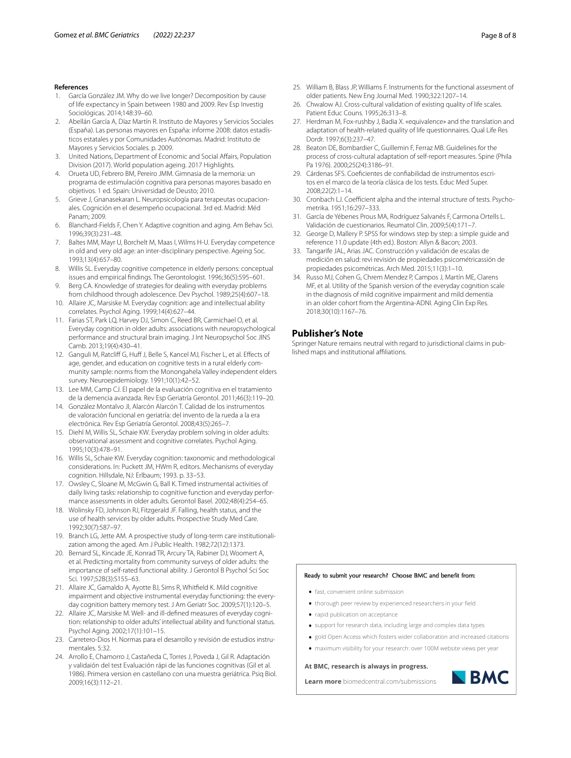## References

1. García González JM. Why do we live longer? Decomposition by cause of life expectancy in Spain between 1980 and 2009. Rev Esp Investig Sociológicas. 2014;148:39–60.
2. Abellán García A, Díaz Martín R. Instituto de Mayores y Servicios Sociales (España). Las personas mayores en España: informe 2008: datos estadísticos estatales y por Comunidades Autónomas. Madrid: Instituto de Mayores y Servicios Sociales. p. 2009.
3. United Nations, Department of Economic and Social Affairs, Population Division (2017). World population ageing. 2017 Highlights.
4. Orueta UD, Febrero BM, Pereiro JMM. Gimnasia de la memoria: un programa de estimulación cognitiva para personas mayores basado en objetivos. 1 ed. Spain: Universidad de Deusto; 2010.
5. Grieve J, Gnanasekaran L. Neuropsicología para terapeutas ocupacionales. Cognición en el desempeño ocupacional. 3rd ed. Madrid: Méd Panam; 2009.
6. Blanchard-Fields F, Chen Y. Adaptive cognition and aging. Am Behav Sci. 1996;39(3):231–48.
7. Baltes MM, Mayr U, Borchelt M, Maas I, Wilms H-U. Everyday competence in old and very old age: an inter-disciplinary perspective. Ageing Soc. 1993;13(4):657–80.
8. Willis SL. Everyday cognitive competence in elderly persons: conceptual issues and empirical findings. The Gerontologist. 1996;36(5):595–601.
9. Berg CA. Knowledge of strategies for dealing with everyday problems from childhood through adolescence. Dev Psychol. 1989;25(4):607–18.
10. Allaire JC, Marsiske M. Everyday cognition: age and intellectual ability correlates. Psychol Aging. 1999;14(4):627–44.
11. Farias ST, Park LQ, Harvey DJ, Simon C, Reed BR, Carmichael O, et al. Everyday cognition in older adults: associations with neuropsychological performance and structural brain imaging. J Int Neuropsychol Soc JINS Camb. 2013;19(4):430–41.
12. Ganguli M, Ratcliff G, Huff J, Belle S, Kancel MJ, Fischer L, et al. Effects of age, gender, and education on cognitive tests in a rural elderly community sample: norms from the Monongahela Valley independent elders survey. Neuroepidemiology. 1991;10(1):42–52.
13. Lee MM, Camp CJ. El papel de la evaluación cognitiva en el tratamiento de la demencia avanzada. Rev Esp Geriatría Gerontol. 2011;46(3):119–20.
14. González Montalvo JI, Alarcón Alarcón T. Calidad de los instrumentos de valoración funcional en geriatría: del invento de la rueda a la era electrónica. Rev Esp Geriatría Gerontol. 2008;43(5):265–7.
15. Diehl M, Willis SL, Schaie KW. Everyday problem solving in older adults: observational assessment and cognitive correlates. Psychol Aging. 1995;10(3):478–91.
16. Willis SL, Schaie KW. Everyday cognition: taxonomic and methodological considerations. In: Puckett JM, HWm R, editors. Mechanisms of everyday cognition. Hillsdale, NJ: Erlbaum; 1993. p. 33–53.
17. Owsley C, Sloane M, McGwin G, Ball K. Timed instrumental activities of daily living tasks: relationship to cognitive function and everyday performance assessments in older adults. Gerontol Basel. 2002;48(4):254–65.
18. Wolinsky FD, Johnson RJ, Fitzgerald JF. Falling, health status, and the use of health services by older adults. Prospective Study Med Care. 1992;30(7):587–97.
19. Branch LG, Jette AM. A prospective study of long-term care institutionalization among the aged. Am J Public Health. 1982;72(12):1373.
20. Bernard SL, Kincade JE, Konrad TR, Arcury TA, Rabiner DJ, Woomert A, et al. Predicting mortality from community surveys of older adults: the importance of self-rated functional ability. J Gerontol B Psychol Sci Soc Sci. 1997;52B(3):S155–63.
21. Allaire JC, Gamaldo A, Ayotte BJ, Sims R, Whitfield K. Mild cognitive impairment and objective instrumental everyday functioning: the everyday cognition battery memory test. J Am Geriatr Soc. 2009;57(1):120–5.
22. Allaire JC, Marsiske M. Well- and ill-defined measures of everyday cognition: relationship to older adults' intellectual ability and functional status. Psychol Aging. 2002;17(1):101–15.
23. Carretero-Dios H. Normas para el desarrollo y revisión de estudios instrumentales. 5:32.
24. Arrollo E, Chamorro J, Castañeda C, Torres J, Poveda J, Gil R. Adaptación y validaión del test Evaluación rápi de las funciones cognitivas (Gil et al. 1986). Primera version en castellano con una muestra geriátrica. Psiq Biol. 2009;16(3):112–21.
25. William B, Blass JP, Williams F. Instruments for the functional assesment of older patients. New Eng Journal Med. 1990;322:1207–14.
26. Chwalow AJ. Cross-cultural validation of existing quality of life scales. Patient Educ Couns. 1995;26:313–8.
27. Herdman M, Fox-rushby J, Badia X. «equivalence» and the translation and adaptation of health-related quality of life questionnaires. Qual Life Res Dordr. 1997;6(3):237–47.
28. Beaton DE, Bombardier C, Guillemin F, Ferraz MB. Guidelines for the process of cross-cultural adaptation of self-report measures. Spine (Phila Pa 1976). 2000;25(24):3186–91.
29. Cárdenas SFS. Coeficientes de confiabilidad de instrumentos escritos en el marco de la teoría clásica de los tests. Educ Med Super. 2008;22(2):1–14.
30. Cronbach LJ. Coefficient alpha and the internal structure of tests. Psychometrika. 1951;16:297–333.
31. García de Yébenes Prous MA, Rodríguez Salvanés F, Carmona Ortells L. Validación de cuestionarios. Reumatol Clin. 2009;5(4):171–7.
32. George D, Mallery P. SPSS for windows step by step: a simple guide and reference 11.0 update (4th ed.). Boston: Allyn & Bacon; 2003.
33. Tangarife JAL, Arias JAC. Construcción y validación de escalas de medición en salud: revi revisión de propiedades psicométricassión de propiedades psicométricas. Arch Med. 2015;11(3):1–10.
34. Russo MJ, Cohen G, Chrem Mendez P, Campos J, Martín ME, Clarens MF, et al. Utility of the Spanish version of the everyday cognition scale in the diagnosis of mild cognitive impairment and mild dementia in an older cohort from the Argentina-ADNI. Aging Clin Exp Res. 2018;30(10):1167–76.

## Publisher's Note

Springer Nature remains neutral with regard to jurisdictional claims in published maps and institutional affiliations.